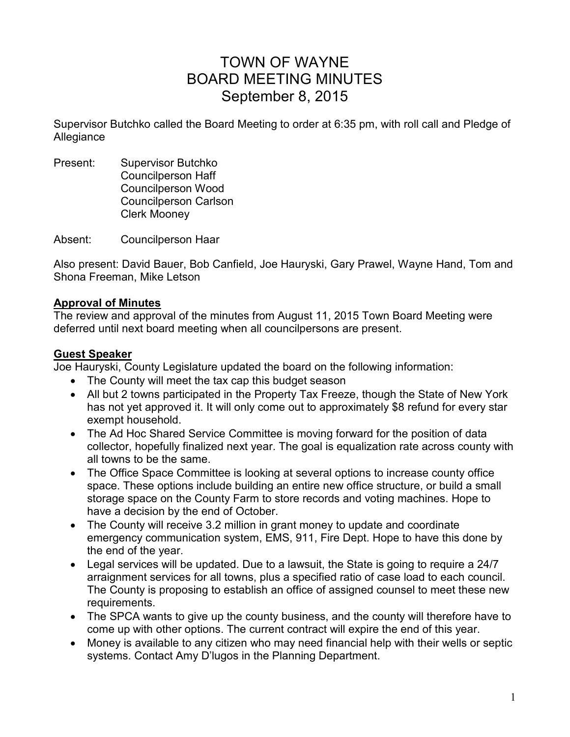# TOWN OF WAYNE
# BOARD MEETING MINUTES
# September 8, 2015

Supervisor Butchko called the Board Meeting to order at 6:35 pm, with roll call and Pledge of Allegiance

Present: Supervisor Butchko
Councilperson Haff
Councilperson Wood
Councilperson Carlson
Clerk Mooney

Absent: Councilperson Haar

Also present: David Bauer, Bob Canfield, Joe Hauryski, Gary Prawel, Wayne Hand, Tom and Shona Freeman, Mike Letson

**Approval of Minutes**

The review and approval of the minutes from August 11, 2015 Town Board Meeting were deferred until next board meeting when all councilpersons are present.

**Guest Speaker**

Joe Hauryski, County Legislature updated the board on the following information:

- The County will meet the tax cap this budget season
- All but 2 towns participated in the Property Tax Freeze, though the State of New York has not yet approved it. It will only come out to approximately $8 refund for every star exempt household.
- The Ad Hoc Shared Service Committee is moving forward for the position of data collector, hopefully finalized next year. The goal is equalization rate across county with all towns to be the same.
- The Office Space Committee is looking at several options to increase county office space. These options include building an entire new office structure, or build a small storage space on the County Farm to store records and voting machines. Hope to have a decision by the end of October.
- The County will receive 3.2 million in grant money to update and coordinate emergency communication system, EMS, 911, Fire Dept. Hope to have this done by the end of the year.
- Legal services will be updated. Due to a lawsuit, the State is going to require a 24/7 arraignment services for all towns, plus a specified ratio of case load to each council. The County is proposing to establish an office of assigned counsel to meet these new requirements.
- The SPCA wants to give up the county business, and the county will therefore have to come up with other options. The current contract will expire the end of this year.
- Money is available to any citizen who may need financial help with their wells or septic systems. Contact Amy D'lugos in the Planning Department.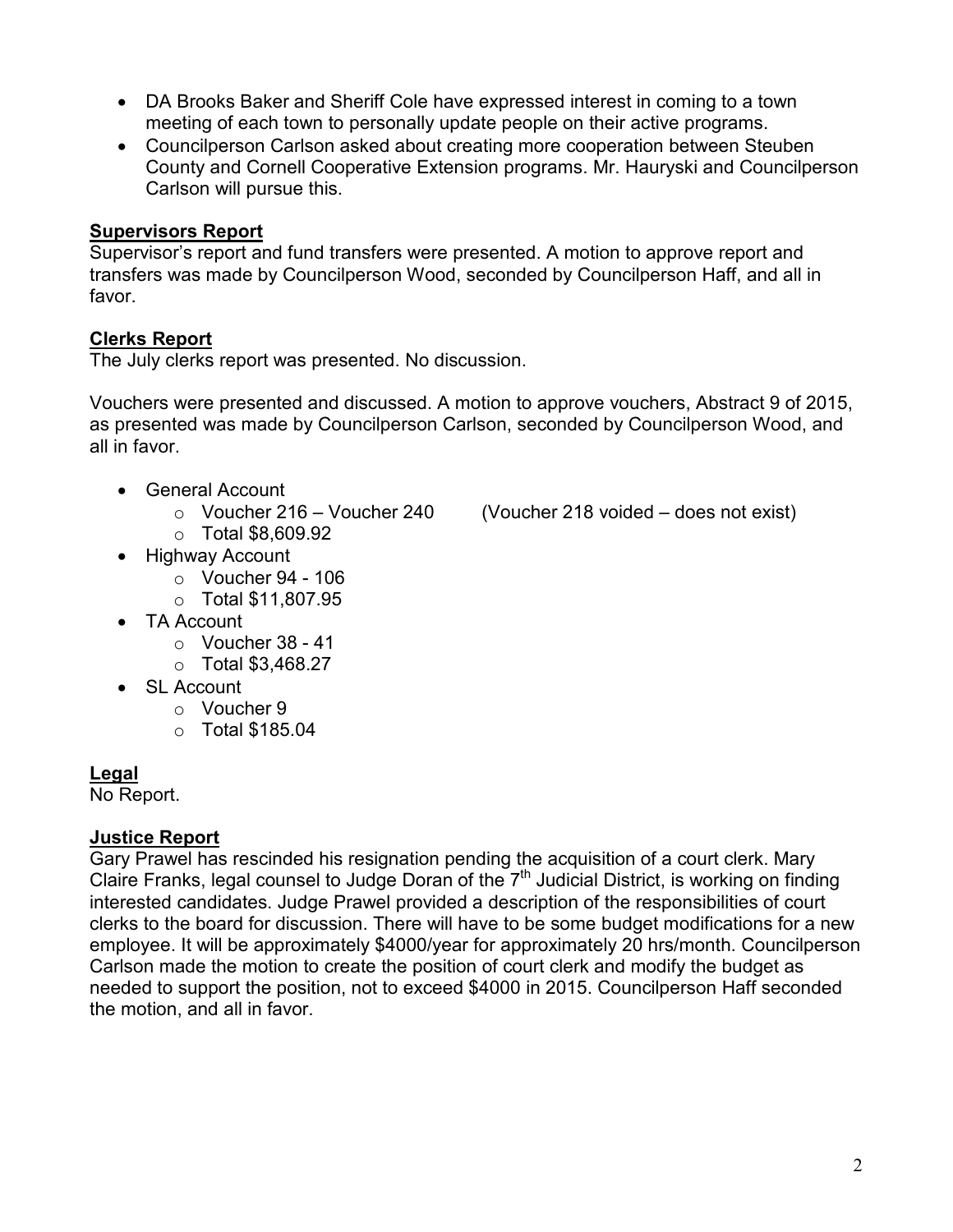- DA Brooks Baker and Sheriff Cole have expressed interest in coming to a town meeting of each town to personally update people on their active programs.
- Councilperson Carlson asked about creating more cooperation between Steuben County and Cornell Cooperative Extension programs. Mr. Hauryski and Councilperson Carlson will pursue this.

**Supervisors Report**

Supervisor's report and fund transfers were presented. A motion to approve report and transfers was made by Councilperson Wood, seconded by Councilperson Haff, and all in favor.

**Clerks Report**

The July clerks report was presented. No discussion.

Vouchers were presented and discussed. A motion to approve vouchers, Abstract 9 of 2015, as presented was made by Councilperson Carlson, seconded by Councilperson Wood, and all in favor.

- General Account
  - Voucher 216 – Voucher 240 (Voucher 218 voided – does not exist)
  - Total $8,609.92
- Highway Account
  - Voucher 94 - 106
  - Total $11,807.95
- TA Account
  - Voucher 38 - 41
  - Total $3,468.27
- SL Account
  - Voucher 9
  - Total $185.04

**Legal**

No Report.

**Justice Report**

Gary Prawel has rescinded his resignation pending the acquisition of a court clerk. Mary Claire Franks, legal counsel to Judge Doran of the 7th Judicial District, is working on finding interested candidates. Judge Prawel provided a description of the responsibilities of court clerks to the board for discussion. There will have to be some budget modifications for a new employee. It will be approximately $4000/year for approximately 20 hrs/month. Councilperson Carlson made the motion to create the position of court clerk and modify the budget as needed to support the position, not to exceed $4000 in 2015. Councilperson Haff seconded the motion, and all in favor.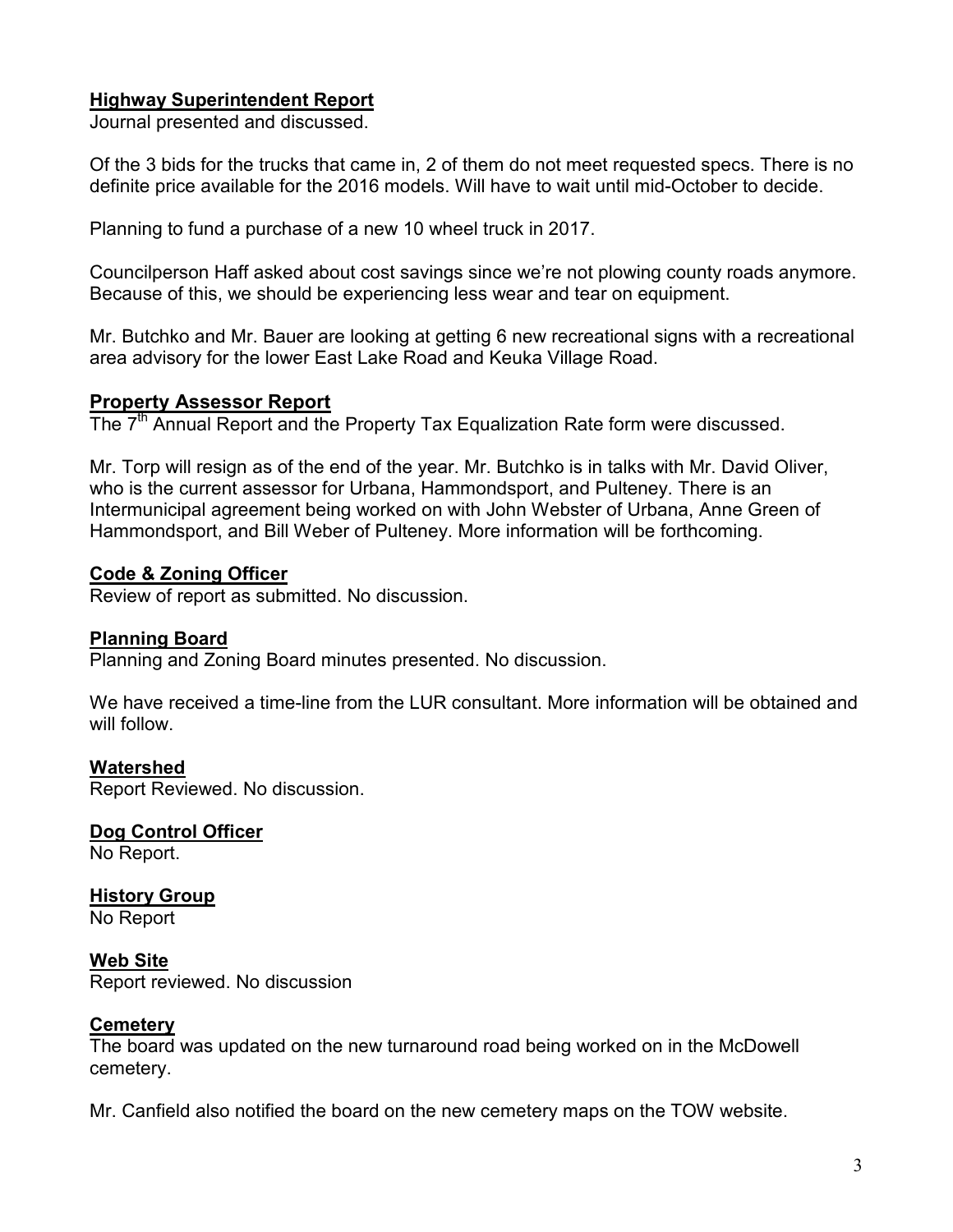## Highway Superintendent Report

Journal presented and discussed.

Of the 3 bids for the trucks that came in, 2 of them do not meet requested specs. There is no definite price available for the 2016 models. Will have to wait until mid-October to decide.

Planning to fund a purchase of a new 10 wheel truck in 2017.

Councilperson Haff asked about cost savings since we're not plowing county roads anymore. Because of this, we should be experiencing less wear and tear on equipment.

Mr. Butchko and Mr. Bauer are looking at getting 6 new recreational signs with a recreational area advisory for the lower East Lake Road and Keuka Village Road.

## Property Assessor Report

The 7th Annual Report and the Property Tax Equalization Rate form were discussed.

Mr. Torp will resign as of the end of the year. Mr. Butchko is in talks with Mr. David Oliver, who is the current assessor for Urbana, Hammondsport, and Pulteney. There is an Intermunicipal agreement being worked on with John Webster of Urbana, Anne Green of Hammondsport, and Bill Weber of Pulteney. More information will be forthcoming.

## Code & Zoning Officer

Review of report as submitted. No discussion.

## Planning Board

Planning and Zoning Board minutes presented. No discussion.

We have received a time-line from the LUR consultant. More information will be obtained and will follow.

## Watershed

Report Reviewed. No discussion.

## Dog Control Officer

No Report.

## History Group

No Report

## Web Site

Report reviewed. No discussion

## Cemetery

The board was updated on the new turnaround road being worked on in the McDowell cemetery.

Mr. Canfield also notified the board on the new cemetery maps on the TOW website.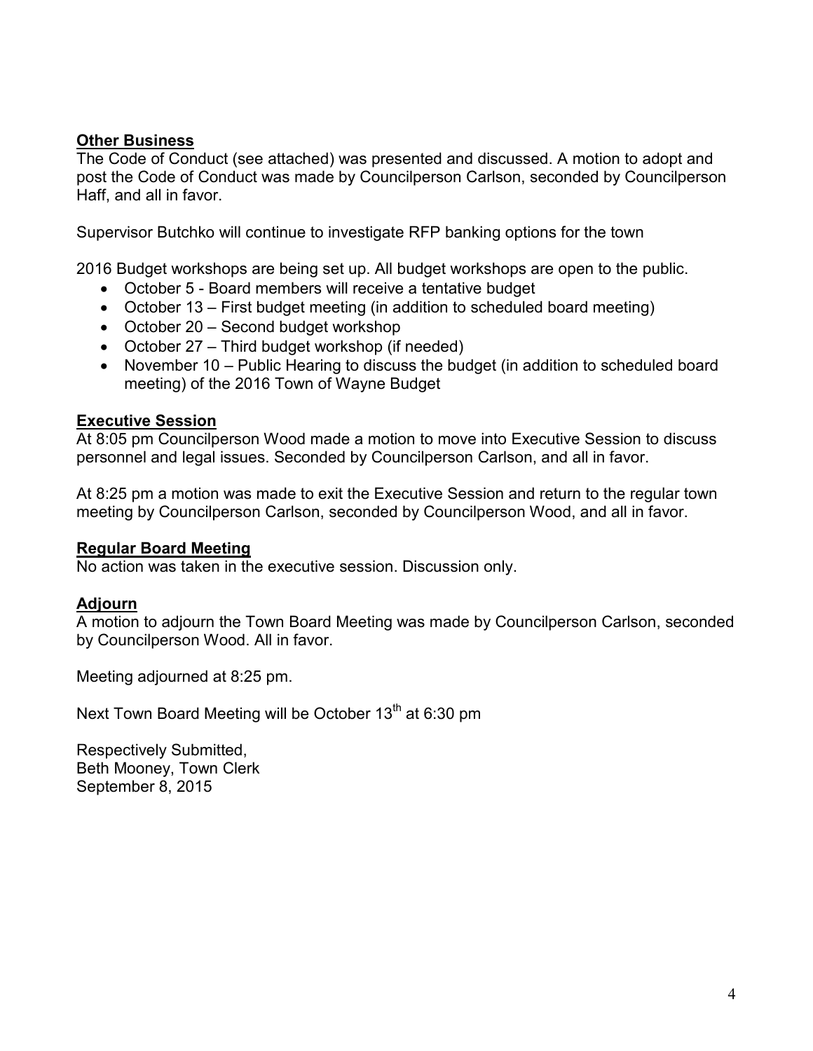**Other Business**

The Code of Conduct (see attached) was presented and discussed. A motion to adopt and post the Code of Conduct was made by Councilperson Carlson, seconded by Councilperson Haff, and all in favor.

Supervisor Butchko will continue to investigate RFP banking options for the town

2016 Budget workshops are being set up. All budget workshops are open to the public.

- October 5 - Board members will receive a tentative budget
- October 13 – First budget meeting (in addition to scheduled board meeting)
- October 20 – Second budget workshop
- October 27 – Third budget workshop (if needed)
- November 10 – Public Hearing to discuss the budget (in addition to scheduled board meeting) of the 2016 Town of Wayne Budget

**Executive Session**

At 8:05 pm Councilperson Wood made a motion to move into Executive Session to discuss personnel and legal issues. Seconded by Councilperson Carlson, and all in favor.

At 8:25 pm a motion was made to exit the Executive Session and return to the regular town meeting by Councilperson Carlson, seconded by Councilperson Wood, and all in favor.

**Regular Board Meeting**

No action was taken in the executive session. Discussion only.

**Adjourn**

A motion to adjourn the Town Board Meeting was made by Councilperson Carlson, seconded by Councilperson Wood. All in favor.

Meeting adjourned at 8:25 pm.

Next Town Board Meeting will be October 13th at 6:30 pm

Respectively Submitted,
Beth Mooney, Town Clerk
September 8, 2015